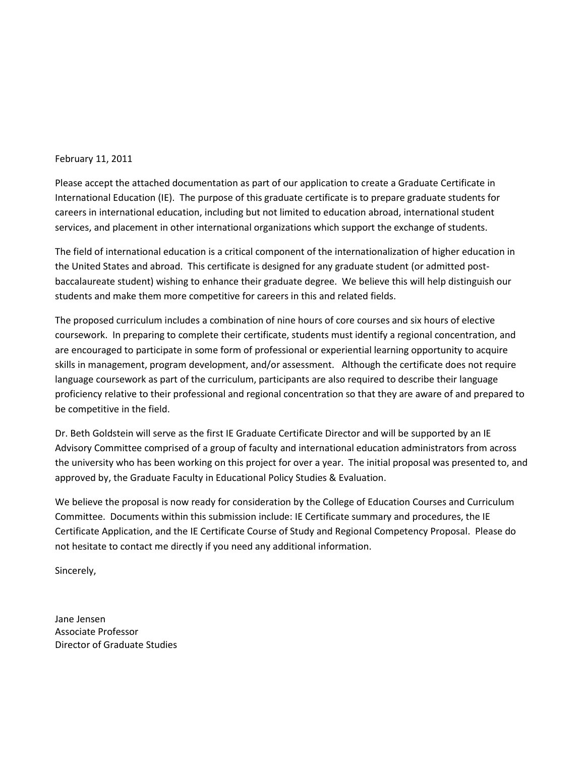February 11, 2011

Please accept the attached documentation as part of our application to create a Graduate Certificate in International Education (IE). The purpose of this graduate certificate is to prepare graduate students for careers in international education, including but not limited to education abroad, international student services, and placement in other international organizations which support the exchange of students.

The field of international education is a critical component of the internationalization of higher education in the United States and abroad. This certificate is designed for any graduate student (or admitted post-baccalaureate student) wishing to enhance their graduate degree. We believe this will help distinguish our students and make them more competitive for careers in this and related fields.

The proposed curriculum includes a combination of nine hours of core courses and six hours of elective coursework. In preparing to complete their certificate, students must identify a regional concentration, and are encouraged to participate in some form of professional or experiential learning opportunity to acquire skills in management, program development, and/or assessment. Although the certificate does not require language coursework as part of the curriculum, participants are also required to describe their language proficiency relative to their professional and regional concentration so that they are aware of and prepared to be competitive in the field.

Dr. Beth Goldstein will serve as the first IE Graduate Certificate Director and will be supported by an IE Advisory Committee comprised of a group of faculty and international education administrators from across the university who has been working on this project for over a year. The initial proposal was presented to, and approved by, the Graduate Faculty in Educational Policy Studies & Evaluation.

We believe the proposal is now ready for consideration by the College of Education Courses and Curriculum Committee. Documents within this submission include: IE Certificate summary and procedures, the IE Certificate Application, and the IE Certificate Course of Study and Regional Competency Proposal. Please do not hesitate to contact me directly if you need any additional information.

Sincerely,

Jane Jensen  
Associate Professor  
Director of Graduate Studies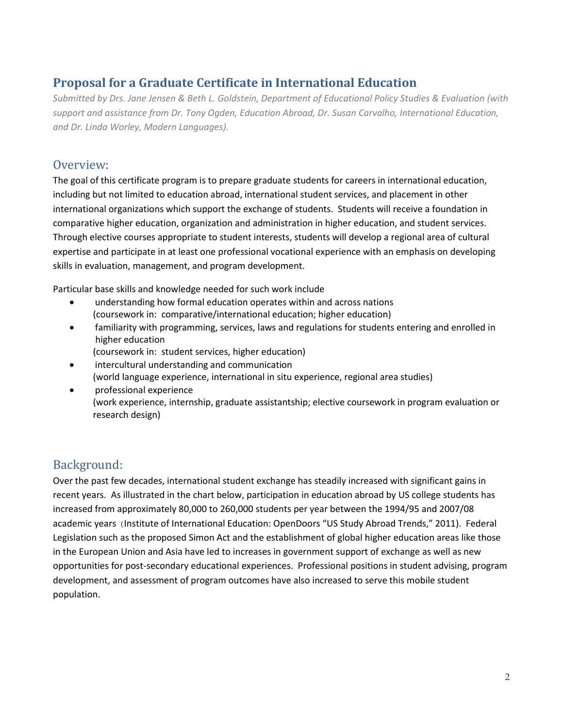# Proposal for a Graduate Certificate in International Education

*Submitted by Drs. Jane Jensen & Beth L. Goldstein, Department of Educational Policy Studies & Evaluation (with support and assistance from Dr. Tony Ogden, Education Abroad, Dr. Susan Carvalho, International Education, and Dr. Linda Worley, Modern Languages).*

## Overview:

The goal of this certificate program is to prepare graduate students for careers in international education, including but not limited to education abroad, international student services, and placement in other international organizations which support the exchange of students. Students will receive a foundation in comparative higher education, organization and administration in higher education, and student services. Through elective courses appropriate to student interests, students will develop a regional area of cultural expertise and participate in at least one professional vocational experience with an emphasis on developing skills in evaluation, management, and program development.

Particular base skills and knowledge needed for such work include

- understanding how formal education operates within and across nations
  (coursework in: comparative/international education; higher education)
- familiarity with programming, services, laws and regulations for students entering and enrolled in higher education
  (coursework in: student services, higher education)
- intercultural understanding and communication
  (world language experience, international in situ experience, regional area studies)
- professional experience
  (work experience, internship, graduate assistantship; elective coursework in program evaluation or research design)

## Background:

Over the past few decades, international student exchange has steadily increased with significant gains in recent years. As illustrated in the chart below, participation in education abroad by US college students has increased from approximately 80,000 to 260,000 students per year between the 1994/95 and 2007/08 academic years（Institute of International Education: OpenDoors "US Study Abroad Trends," 2011). Federal Legislation such as the proposed Simon Act and the establishment of global higher education areas like those in the European Union and Asia have led to increases in government support of exchange as well as new opportunities for post-secondary educational experiences. Professional positions in student advising, program development, and assessment of program outcomes have also increased to serve this mobile student population.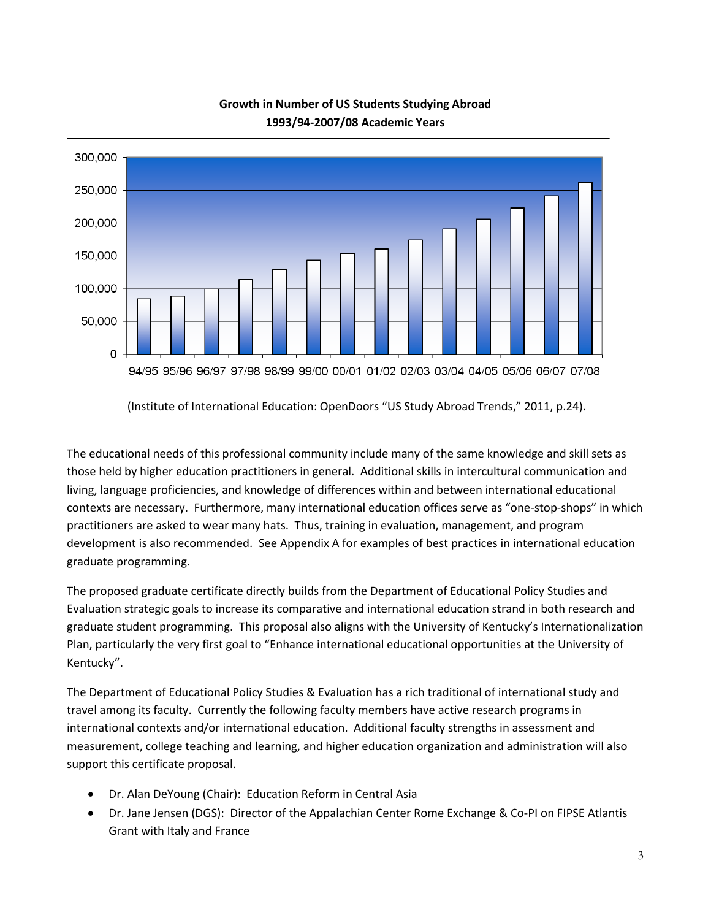**Growth in Number of US Students Studying Abroad**
**1993/94-2007/08 Academic Years**

(Institute of International Education: OpenDoors "US Study Abroad Trends," 2011, p.24).

The educational needs of this professional community include many of the same knowledge and skill sets as those held by higher education practitioners in general. Additional skills in intercultural communication and living, language proficiencies, and knowledge of differences within and between international educational contexts are necessary. Furthermore, many international education offices serve as "one-stop-shops" in which practitioners are asked to wear many hats. Thus, training in evaluation, management, and program development is also recommended. See Appendix A for examples of best practices in international education graduate programming.

The proposed graduate certificate directly builds from the Department of Educational Policy Studies and Evaluation strategic goals to increase its comparative and international education strand in both research and graduate student programming. This proposal also aligns with the University of Kentucky's Internationalization Plan, particularly the very first goal to "Enhance international educational opportunities at the University of Kentucky".

The Department of Educational Policy Studies & Evaluation has a rich traditional of international study and travel among its faculty. Currently the following faculty members have active research programs in international contexts and/or international education. Additional faculty strengths in assessment and measurement, college teaching and learning, and higher education organization and administration will also support this certificate proposal.

- Dr. Alan DeYoung (Chair): Education Reform in Central Asia
- Dr. Jane Jensen (DGS): Director of the Appalachian Center Rome Exchange & Co-PI on FIPSE Atlantis Grant with Italy and France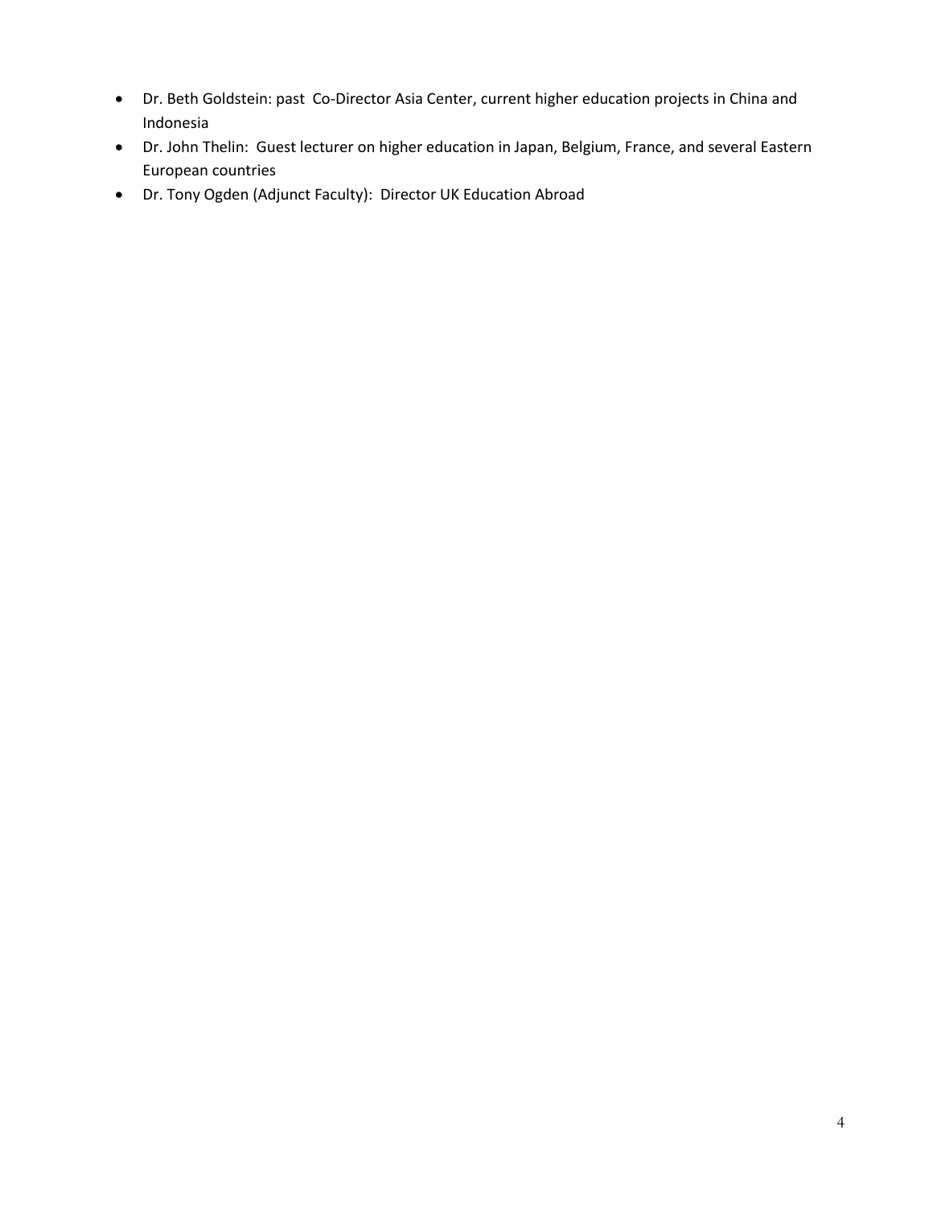- Dr. Beth Goldstein: past Co-Director Asia Center, current higher education projects in China and Indonesia
- Dr. John Thelin: Guest lecturer on higher education in Japan, Belgium, France, and several Eastern European countries
- Dr. Tony Ogden (Adjunct Faculty): Director UK Education Abroad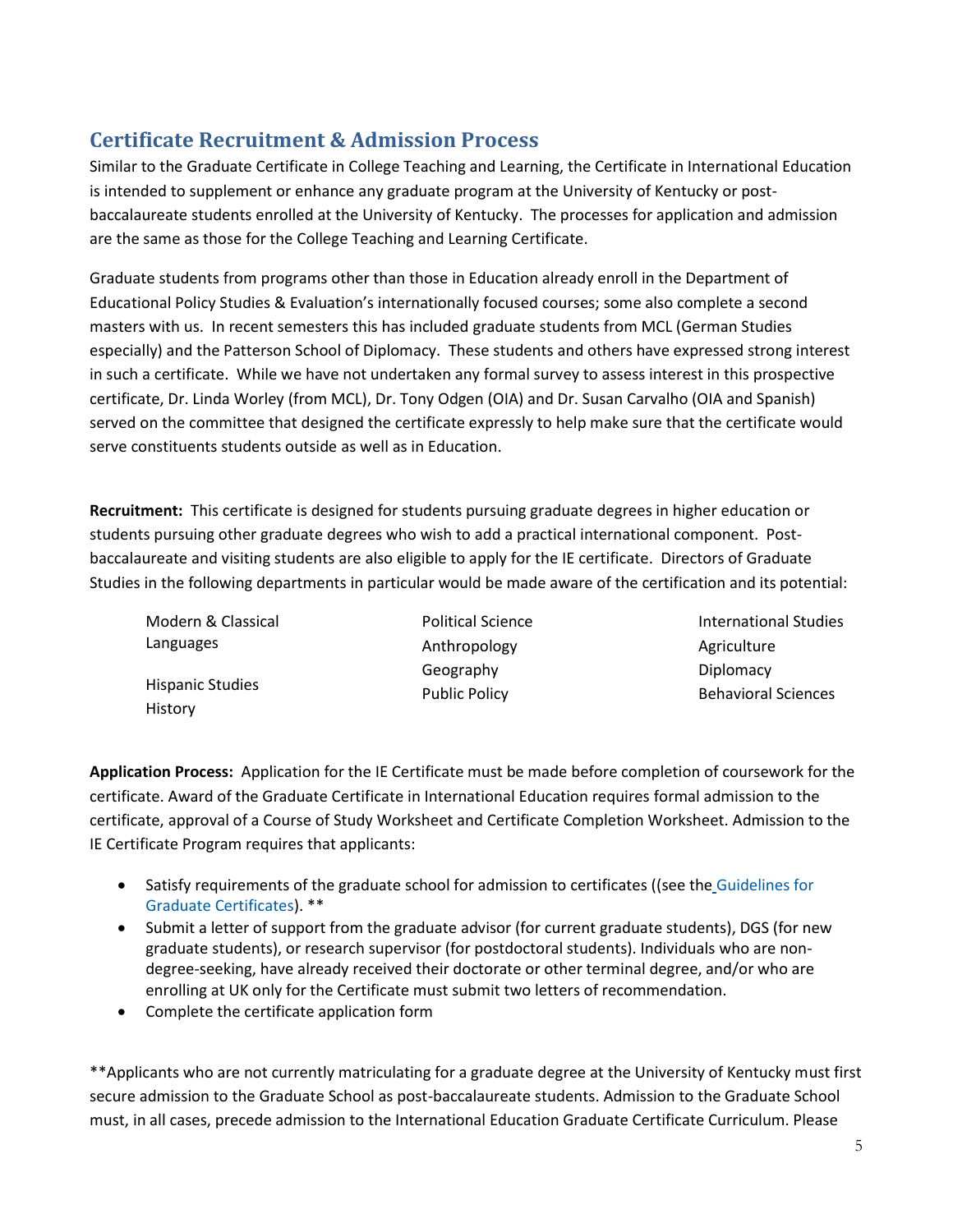## Certificate Recruitment & Admission Process

Similar to the Graduate Certificate in College Teaching and Learning, the Certificate in International Education is intended to supplement or enhance any graduate program at the University of Kentucky or post-baccalaureate students enrolled at the University of Kentucky. The processes for application and admission are the same as those for the College Teaching and Learning Certificate.

Graduate students from programs other than those in Education already enroll in the Department of Educational Policy Studies & Evaluation's internationally focused courses; some also complete a second masters with us. In recent semesters this has included graduate students from MCL (German Studies especially) and the Patterson School of Diplomacy. These students and others have expressed strong interest in such a certificate. While we have not undertaken any formal survey to assess interest in this prospective certificate, Dr. Linda Worley (from MCL), Dr. Tony Odgen (OIA) and Dr. Susan Carvalho (OIA and Spanish) served on the committee that designed the certificate expressly to help make sure that the certificate would serve constituents students outside as well as in Education.

**Recruitment:** This certificate is designed for students pursuing graduate degrees in higher education or students pursuing other graduate degrees who wish to add a practical international component. Post-baccalaureate and visiting students are also eligible to apply for the IE certificate. Directors of Graduate Studies in the following departments in particular would be made aware of the certification and its potential:

- Modern & Classical Languages
- Hispanic Studies
- History
- Political Science
- Anthropology
- Geography
- Public Policy
- International Studies
- Agriculture
- Diplomacy
- Behavioral Sciences

**Application Process:** Application for the IE Certificate must be made before completion of coursework for the certificate. Award of the Graduate Certificate in International Education requires formal admission to the certificate, approval of a Course of Study Worksheet and Certificate Completion Worksheet. Admission to the IE Certificate Program requires that applicants:

- Satisfy requirements of the graduate school for admission to certificates ((see the Guidelines for Graduate Certificates). **
- Submit a letter of support from the graduate advisor (for current graduate students), DGS (for new graduate students), or research supervisor (for postdoctoral students). Individuals who are non-degree-seeking, have already received their doctorate or other terminal degree, and/or who are enrolling at UK only for the Certificate must submit two letters of recommendation.
- Complete the certificate application form

**Applicants who are not currently matriculating for a graduate degree at the University of Kentucky must first secure admission to the Graduate School as post-baccalaureate students. Admission to the Graduate School must, in all cases, precede admission to the International Education Graduate Certificate Curriculum. Please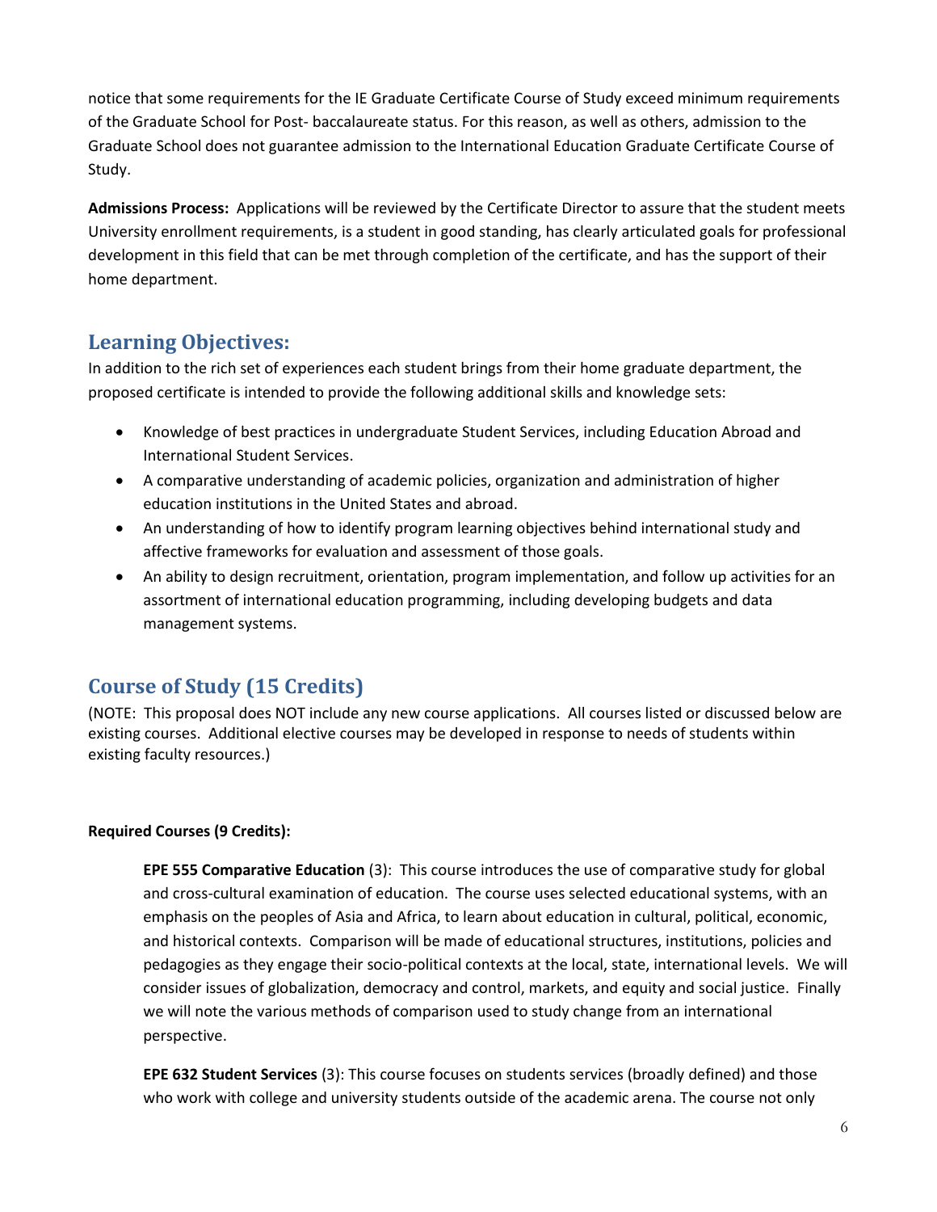notice that some requirements for the IE Graduate Certificate Course of Study exceed minimum requirements of the Graduate School for Post- baccalaureate status. For this reason, as well as others, admission to the Graduate School does not guarantee admission to the International Education Graduate Certificate Course of Study.

**Admissions Process:** Applications will be reviewed by the Certificate Director to assure that the student meets University enrollment requirements, is a student in good standing, has clearly articulated goals for professional development in this field that can be met through completion of the certificate, and has the support of their home department.

## Learning Objectives:

In addition to the rich set of experiences each student brings from their home graduate department, the proposed certificate is intended to provide the following additional skills and knowledge sets:

- Knowledge of best practices in undergraduate Student Services, including Education Abroad and International Student Services.
- A comparative understanding of academic policies, organization and administration of higher education institutions in the United States and abroad.
- An understanding of how to identify program learning objectives behind international study and affective frameworks for evaluation and assessment of those goals.
- An ability to design recruitment, orientation, program implementation, and follow up activities for an assortment of international education programming, including developing budgets and data management systems.

## Course of Study (15 Credits)

(NOTE: This proposal does NOT include any new course applications. All courses listed or discussed below are existing courses. Additional elective courses may be developed in response to needs of students within existing faculty resources.)

**Required Courses (9 Credits):**

**EPE 555 Comparative Education** (3): This course introduces the use of comparative study for global and cross-cultural examination of education. The course uses selected educational systems, with an emphasis on the peoples of Asia and Africa, to learn about education in cultural, political, economic, and historical contexts. Comparison will be made of educational structures, institutions, policies and pedagogies as they engage their socio-political contexts at the local, state, international levels. We will consider issues of globalization, democracy and control, markets, and equity and social justice. Finally we will note the various methods of comparison used to study change from an international perspective.

**EPE 632 Student Services** (3): This course focuses on students services (broadly defined) and those who work with college and university students outside of the academic arena. The course not only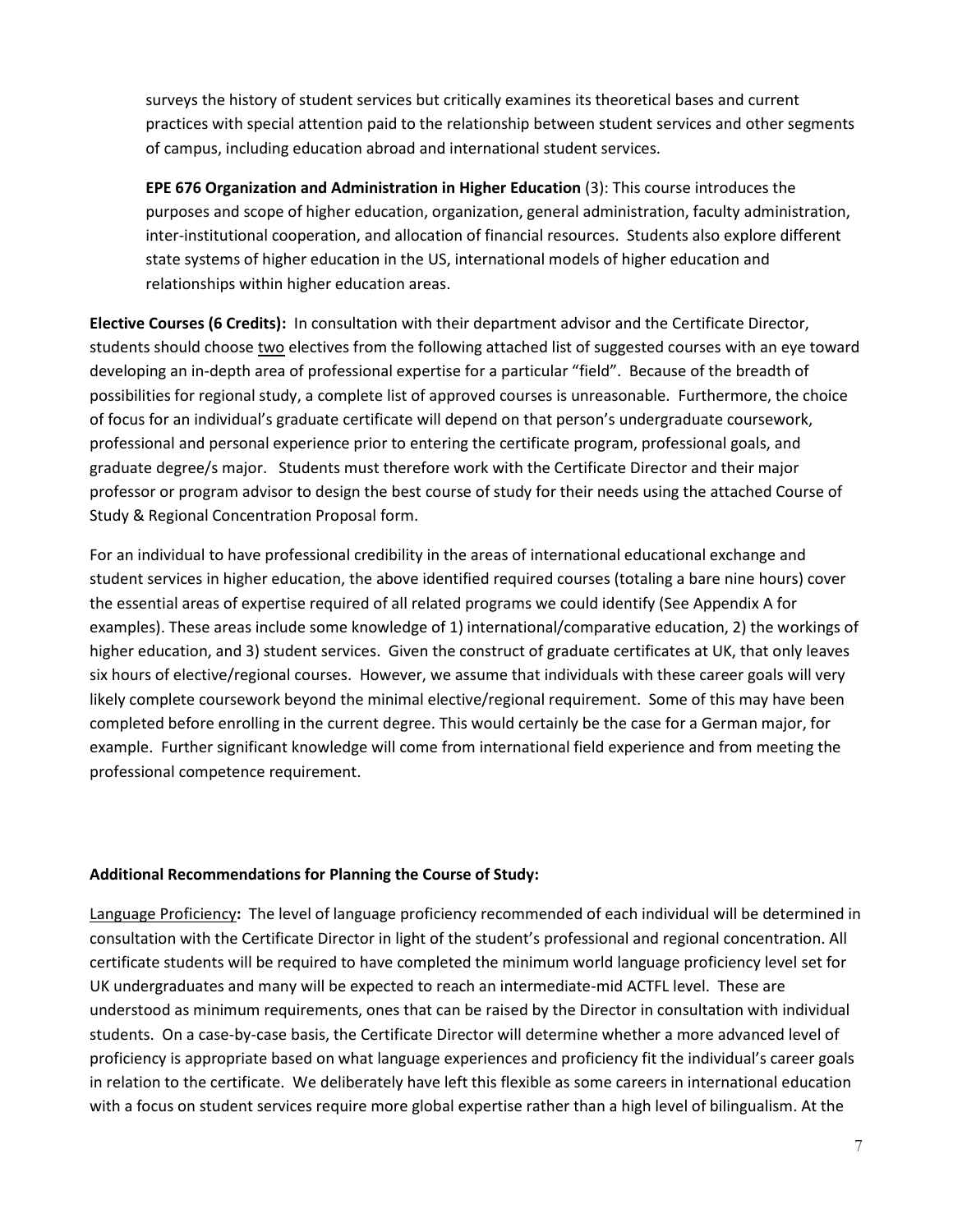surveys the history of student services but critically examines its theoretical bases and current practices with special attention paid to the relationship between student services and other segments of campus, including education abroad and international student services.

**EPE 676 Organization and Administration in Higher Education** (3): This course introduces the purposes and scope of higher education, organization, general administration, faculty administration, inter-institutional cooperation, and allocation of financial resources. Students also explore different state systems of higher education in the US, international models of higher education and relationships within higher education areas.

**Elective Courses (6 Credits):** In consultation with their department advisor and the Certificate Director, students should choose two electives from the following attached list of suggested courses with an eye toward developing an in-depth area of professional expertise for a particular "field". Because of the breadth of possibilities for regional study, a complete list of approved courses is unreasonable. Furthermore, the choice of focus for an individual's graduate certificate will depend on that person's undergraduate coursework, professional and personal experience prior to entering the certificate program, professional goals, and graduate degree/s major. Students must therefore work with the Certificate Director and their major professor or program advisor to design the best course of study for their needs using the attached Course of Study & Regional Concentration Proposal form.

For an individual to have professional credibility in the areas of international educational exchange and student services in higher education, the above identified required courses (totaling a bare nine hours) cover the essential areas of expertise required of all related programs we could identify (See Appendix A for examples). These areas include some knowledge of 1) international/comparative education, 2) the workings of higher education, and 3) student services. Given the construct of graduate certificates at UK, that only leaves six hours of elective/regional courses. However, we assume that individuals with these career goals will very likely complete coursework beyond the minimal elective/regional requirement. Some of this may have been completed before enrolling in the current degree. This would certainly be the case for a German major, for example. Further significant knowledge will come from international field experience and from meeting the professional competence requirement.

**Additional Recommendations for Planning the Course of Study:**

Language Proficiency**:** The level of language proficiency recommended of each individual will be determined in consultation with the Certificate Director in light of the student's professional and regional concentration. All certificate students will be required to have completed the minimum world language proficiency level set for UK undergraduates and many will be expected to reach an intermediate-mid ACTFL level. These are understood as minimum requirements, ones that can be raised by the Director in consultation with individual students. On a case-by-case basis, the Certificate Director will determine whether a more advanced level of proficiency is appropriate based on what language experiences and proficiency fit the individual's career goals in relation to the certificate. We deliberately have left this flexible as some careers in international education with a focus on student services require more global expertise rather than a high level of bilingualism. At the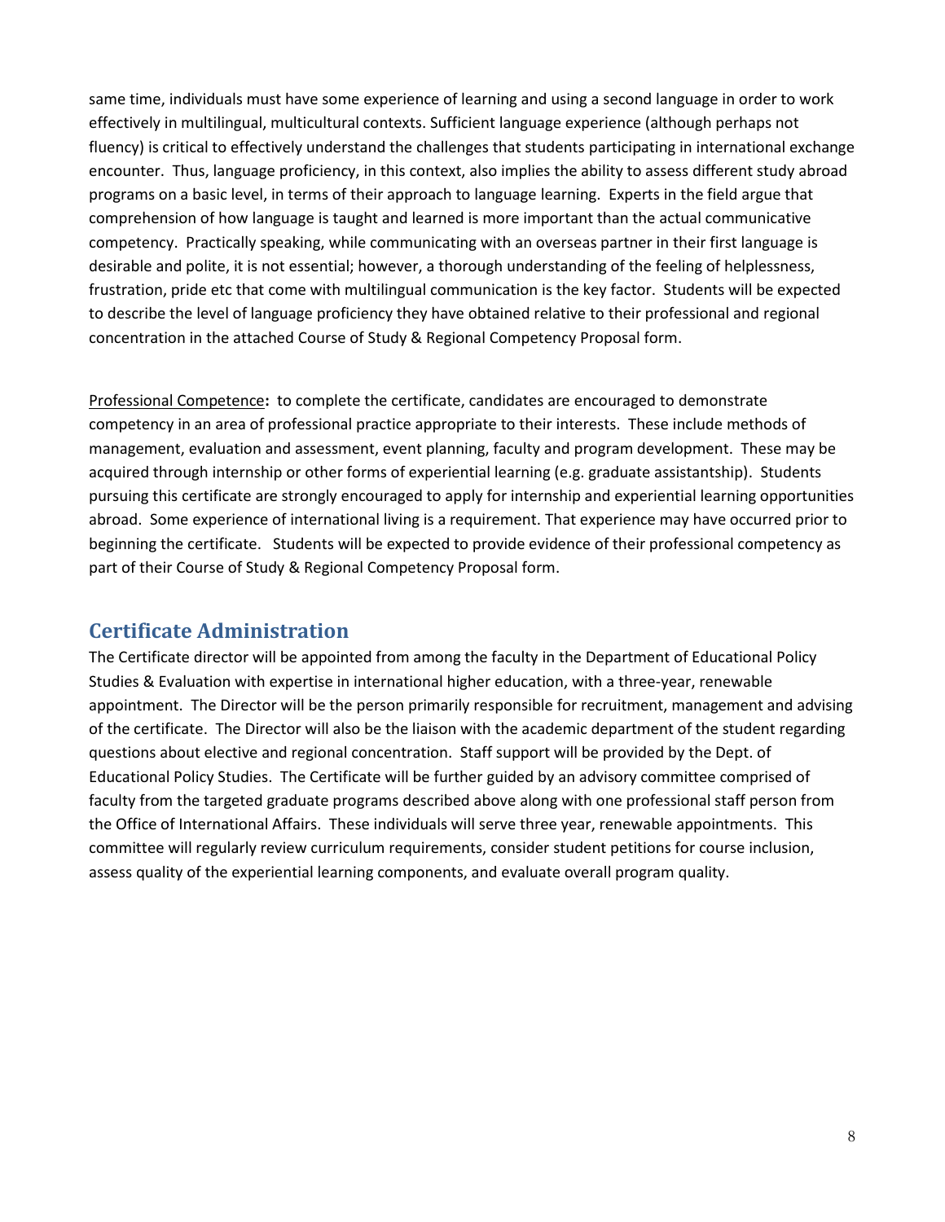same time, individuals must have some experience of learning and using a second language in order to work effectively in multilingual, multicultural contexts. Sufficient language experience (although perhaps not fluency) is critical to effectively understand the challenges that students participating in international exchange encounter. Thus, language proficiency, in this context, also implies the ability to assess different study abroad programs on a basic level, in terms of their approach to language learning. Experts in the field argue that comprehension of how language is taught and learned is more important than the actual communicative competency. Practically speaking, while communicating with an overseas partner in their first language is desirable and polite, it is not essential; however, a thorough understanding of the feeling of helplessness, frustration, pride etc that come with multilingual communication is the key factor. Students will be expected to describe the level of language proficiency they have obtained relative to their professional and regional concentration in the attached Course of Study & Regional Competency Proposal form.

<u>Professional Competence</u>**:** to complete the certificate, candidates are encouraged to demonstrate competency in an area of professional practice appropriate to their interests. These include methods of management, evaluation and assessment, event planning, faculty and program development. These may be acquired through internship or other forms of experiential learning (e.g. graduate assistantship). Students pursuing this certificate are strongly encouraged to apply for internship and experiential learning opportunities abroad. Some experience of international living is a requirement. That experience may have occurred prior to beginning the certificate. Students will be expected to provide evidence of their professional competency as part of their Course of Study & Regional Competency Proposal form.

## Certificate Administration

The Certificate director will be appointed from among the faculty in the Department of Educational Policy Studies & Evaluation with expertise in international higher education, with a three-year, renewable appointment. The Director will be the person primarily responsible for recruitment, management and advising of the certificate. The Director will also be the liaison with the academic department of the student regarding questions about elective and regional concentration. Staff support will be provided by the Dept. of Educational Policy Studies. The Certificate will be further guided by an advisory committee comprised of faculty from the targeted graduate programs described above along with one professional staff person from the Office of International Affairs. These individuals will serve three year, renewable appointments. This committee will regularly review curriculum requirements, consider student petitions for course inclusion, assess quality of the experiential learning components, and evaluate overall program quality.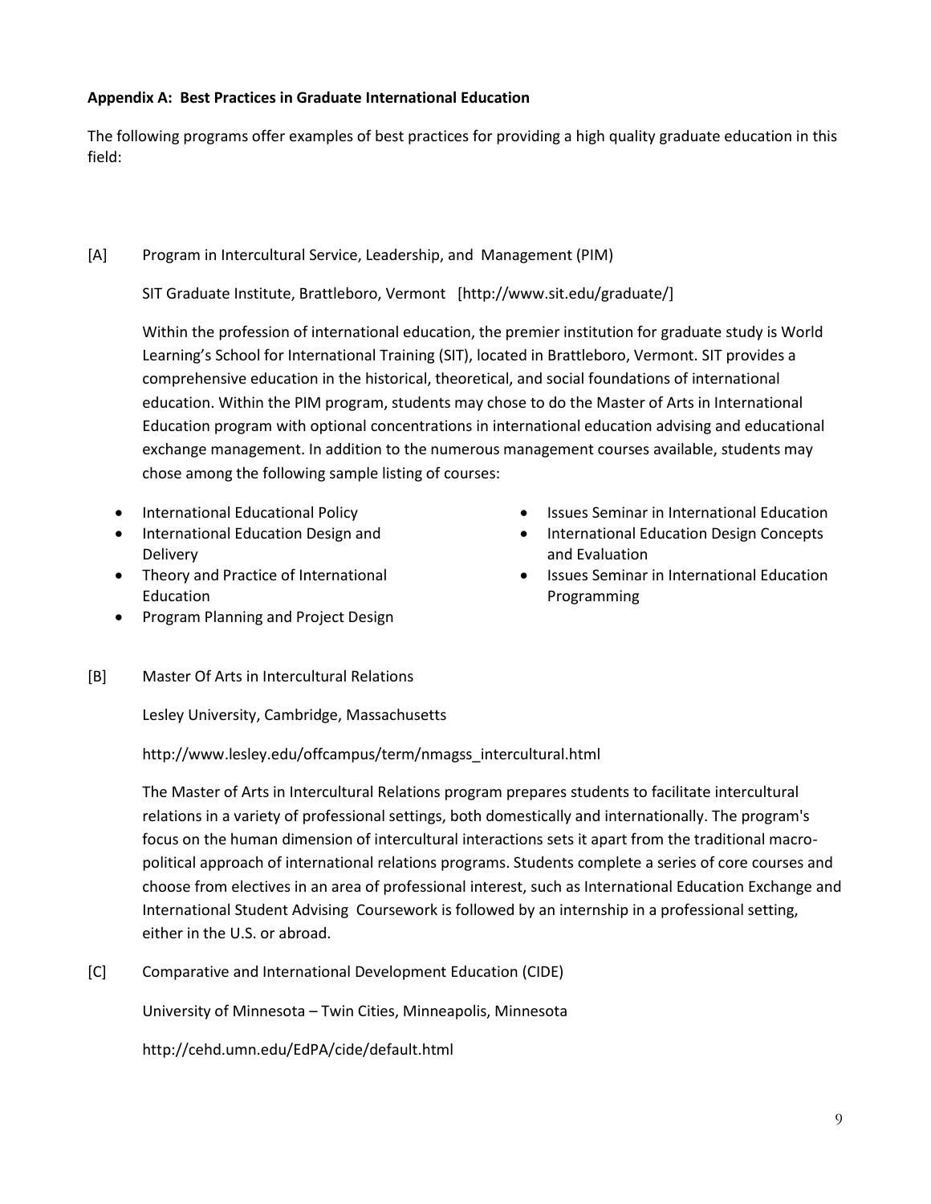**Appendix A: Best Practices in Graduate International Education**

The following programs offer examples of best practices for providing a high quality graduate education in this field:

[A] Program in Intercultural Service, Leadership, and Management (PIM)

SIT Graduate Institute, Brattleboro, Vermont [http://www.sit.edu/graduate/]

Within the profession of international education, the premier institution for graduate study is World Learning's School for International Training (SIT), located in Brattleboro, Vermont. SIT provides a comprehensive education in the historical, theoretical, and social foundations of international education. Within the PIM program, students may chose to do the Master of Arts in International Education program with optional concentrations in international education advising and educational exchange management. In addition to the numerous management courses available, students may chose among the following sample listing of courses:

- International Educational Policy
- International Education Design and Delivery
- Theory and Practice of International Education
- Program Planning and Project Design
- Issues Seminar in International Education
- International Education Design Concepts and Evaluation
- Issues Seminar in International Education Programming

[B] Master Of Arts in Intercultural Relations

Lesley University, Cambridge, Massachusetts

http://www.lesley.edu/offcampus/term/nmagss_intercultural.html

The Master of Arts in Intercultural Relations program prepares students to facilitate intercultural relations in a variety of professional settings, both domestically and internationally. The program's focus on the human dimension of intercultural interactions sets it apart from the traditional macro-political approach of international relations programs. Students complete a series of core courses and choose from electives in an area of professional interest, such as International Education Exchange and International Student Advising Coursework is followed by an internship in a professional setting, either in the U.S. or abroad.

[C] Comparative and International Development Education (CIDE)

University of Minnesota – Twin Cities, Minneapolis, Minnesota

http://cehd.umn.edu/EdPA/cide/default.html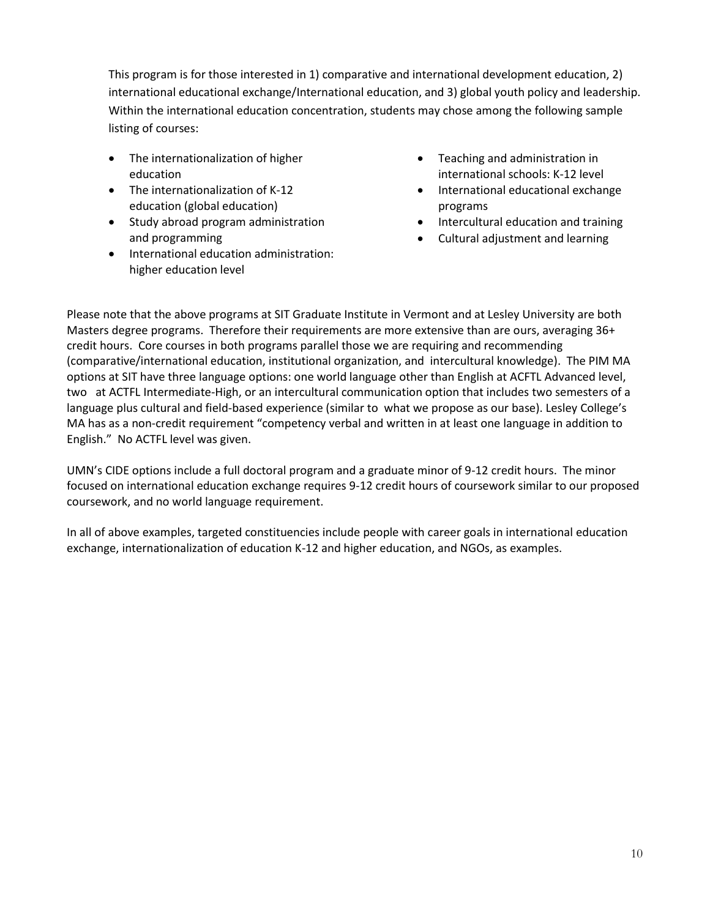This program is for those interested in 1) comparative and international development education, 2) international educational exchange/International education, and 3) global youth policy and leadership. Within the international education concentration, students may chose among the following sample listing of courses:

- The internationalization of higher education
- The internationalization of K-12 education (global education)
- Study abroad program administration and programming
- International education administration: higher education level
- Teaching and administration in international schools: K-12 level
- International educational exchange programs
- Intercultural education and training
- Cultural adjustment and learning

Please note that the above programs at SIT Graduate Institute in Vermont and at Lesley University are both Masters degree programs. Therefore their requirements are more extensive than are ours, averaging 36+ credit hours. Core courses in both programs parallel those we are requiring and recommending (comparative/international education, institutional organization, and intercultural knowledge). The PIM MA options at SIT have three language options: one world language other than English at ACFTL Advanced level, two at ACTFL Intermediate-High, or an intercultural communication option that includes two semesters of a language plus cultural and field-based experience (similar to what we propose as our base). Lesley College's MA has as a non-credit requirement "competency verbal and written in at least one language in addition to English." No ACTFL level was given.

UMN's CIDE options include a full doctoral program and a graduate minor of 9-12 credit hours. The minor focused on international education exchange requires 9-12 credit hours of coursework similar to our proposed coursework, and no world language requirement.

In all of above examples, targeted constituencies include people with career goals in international education exchange, internationalization of education K-12 and higher education, and NGOs, as examples.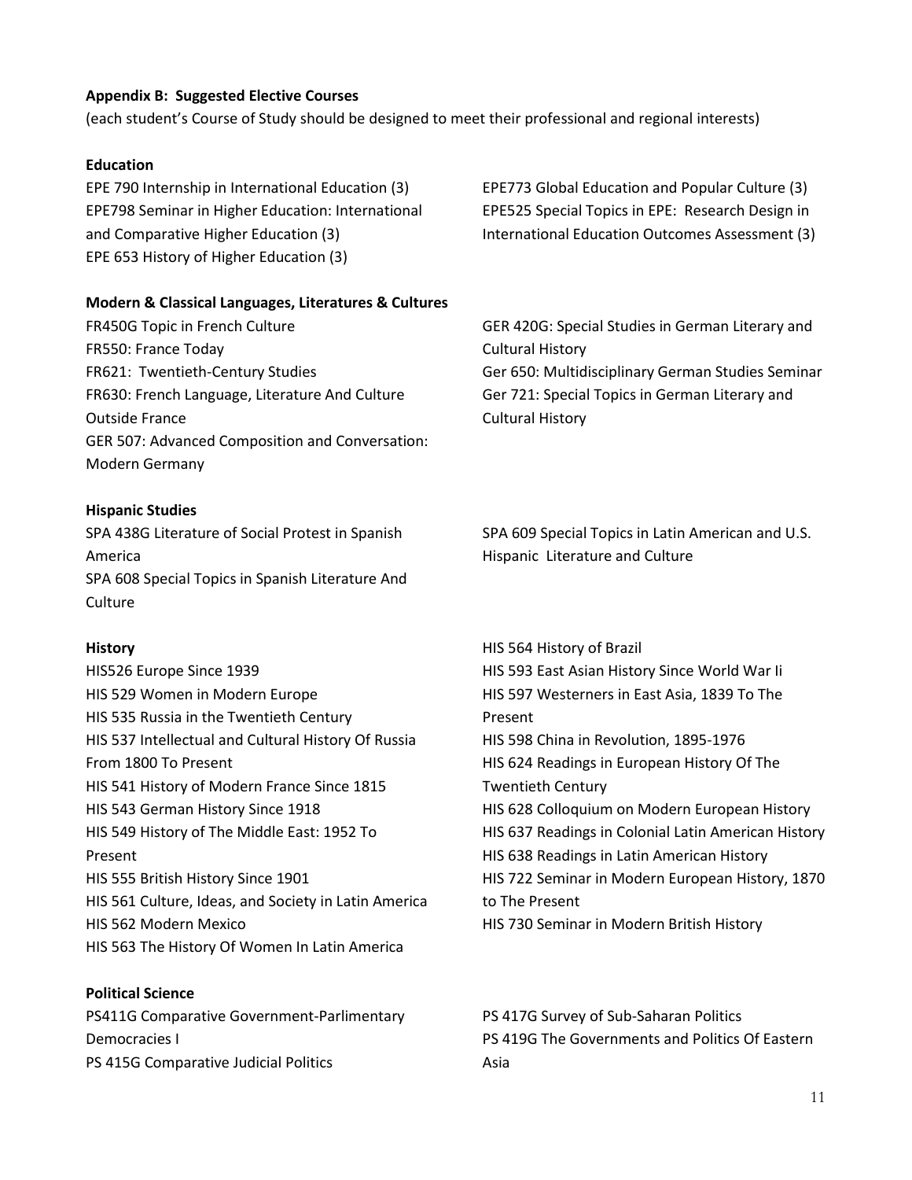**Appendix B: Suggested Elective Courses**

(each student's Course of Study should be designed to meet their professional and regional interests)

**Education**

EPE 790 Internship in International Education (3)
EPE798 Seminar in Higher Education: International and Comparative Higher Education (3)
EPE 653 History of Higher Education (3)
EPE773 Global Education and Popular Culture (3)
EPE525 Special Topics in EPE: Research Design in International Education Outcomes Assessment (3)

**Modern & Classical Languages, Literatures & Cultures**

FR450G Topic in French Culture
FR550: France Today
FR621: Twentieth-Century Studies
FR630: French Language, Literature And Culture Outside France
GER 507: Advanced Composition and Conversation: Modern Germany
GER 420G: Special Studies in German Literary and Cultural History
Ger 650: Multidisciplinary German Studies Seminar
Ger 721: Special Topics in German Literary and Cultural History

**Hispanic Studies**

SPA 438G Literature of Social Protest in Spanish America
SPA 608 Special Topics in Spanish Literature And Culture
SPA 609 Special Topics in Latin American and U.S. Hispanic Literature and Culture

**History**

HIS526 Europe Since 1939
HIS 529 Women in Modern Europe
HIS 535 Russia in the Twentieth Century
HIS 537 Intellectual and Cultural History Of Russia From 1800 To Present
HIS 541 History of Modern France Since 1815
HIS 543 German History Since 1918
HIS 549 History of The Middle East: 1952 To Present
HIS 555 British History Since 1901
HIS 561 Culture, Ideas, and Society in Latin America
HIS 562 Modern Mexico
HIS 563 The History Of Women In Latin America
HIS 564 History of Brazil
HIS 593 East Asian History Since World War Ii
HIS 597 Westerners in East Asia, 1839 To The Present
HIS 598 China in Revolution, 1895-1976
HIS 624 Readings in European History Of The Twentieth Century
HIS 628 Colloquium on Modern European History
HIS 637 Readings in Colonial Latin American History
HIS 638 Readings in Latin American History
HIS 722 Seminar in Modern European History, 1870 to The Present
HIS 730 Seminar in Modern British History

**Political Science**

PS411G Comparative Government-Parlimentary Democracies I
PS 415G Comparative Judicial Politics
PS 417G Survey of Sub-Saharan Politics
PS 419G The Governments and Politics Of Eastern Asia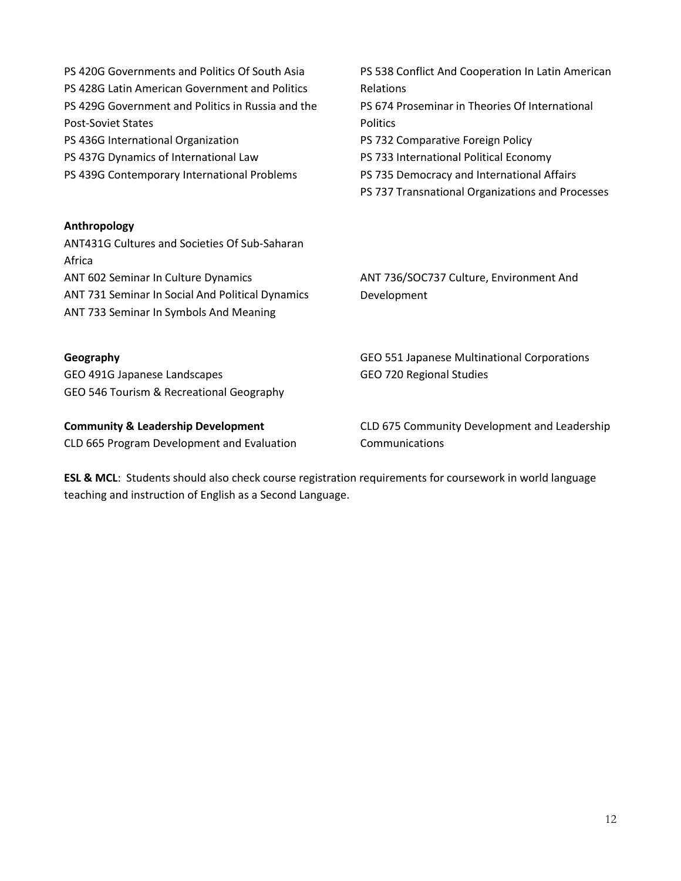PS 420G Governments and Politics Of South Asia
PS 428G Latin American Government and Politics
PS 429G Government and Politics in Russia and the Post-Soviet States
PS 436G International Organization
PS 437G Dynamics of International Law
PS 439G Contemporary International Problems
PS 538 Conflict And Cooperation In Latin American Relations
PS 674 Proseminar in Theories Of International Politics
PS 732 Comparative Foreign Policy
PS 733 International Political Economy
PS 735 Democracy and International Affairs
PS 737 Transnational Organizations and Processes

**Anthropology**

ANT431G Cultures and Societies Of Sub-Saharan Africa
ANT 602 Seminar In Culture Dynamics
ANT 731 Seminar In Social And Political Dynamics
ANT 733 Seminar In Symbols And Meaning
ANT 736/SOC737 Culture, Environment And Development

**Geography**

GEO 491G Japanese Landscapes
GEO 546 Tourism & Recreational Geography
GEO 551 Japanese Multinational Corporations
GEO 720 Regional Studies

**Community & Leadership Development**

CLD 665 Program Development and Evaluation
CLD 675 Community Development and Leadership Communications

**ESL & MCL**: Students should also check course registration requirements for coursework in world language teaching and instruction of English as a Second Language.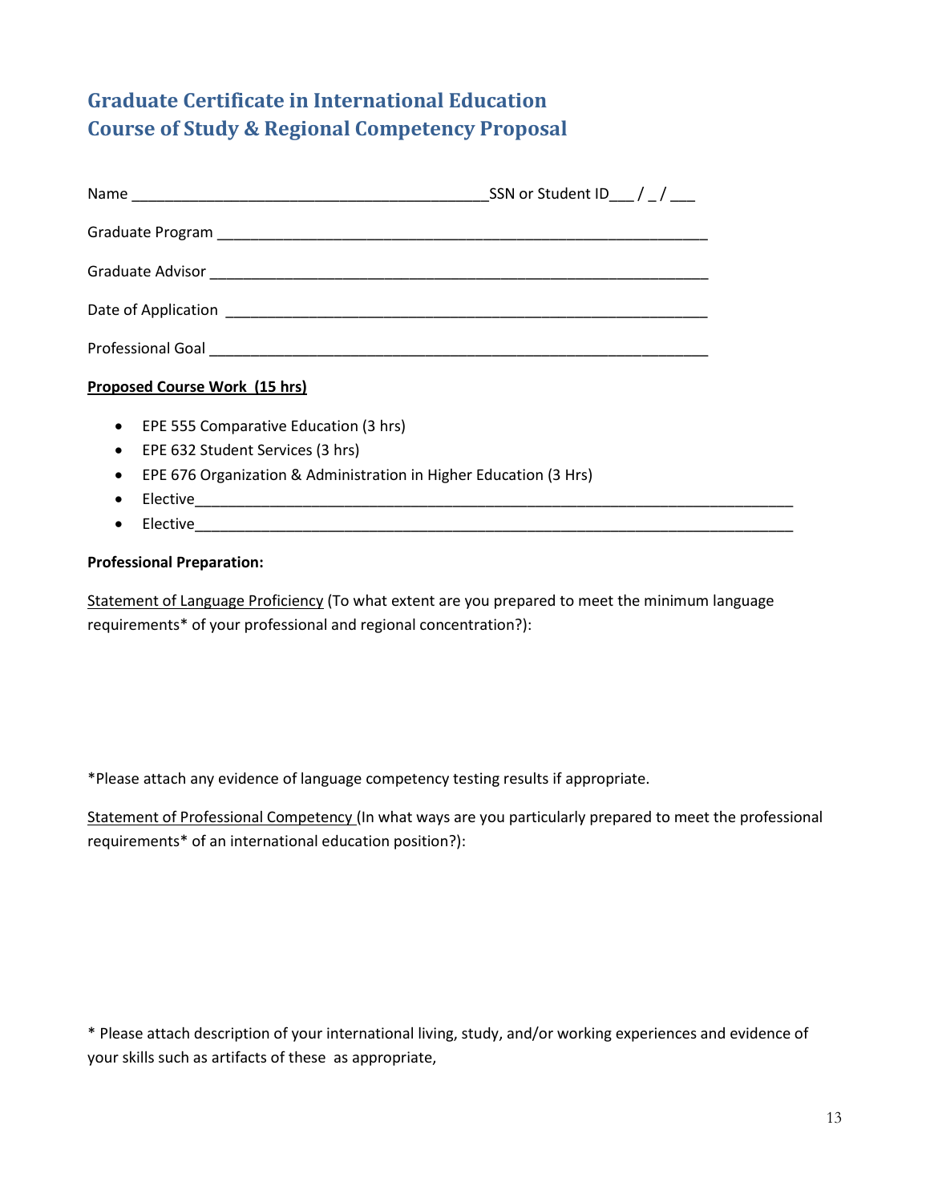# Graduate Certificate in International Education
# Course of Study & Regional Competency Proposal

Name ___________________________________________SSN or Student ID___ / _ / ___

Graduate Program ____________________________________________________________

Graduate Advisor _____________________________________________________________

Date of Application ___________________________________________________________

Professional Goal _____________________________________________________________

**Proposed Course Work (15 hrs)**

- EPE 555 Comparative Education (3 hrs)
- EPE 632 Student Services (3 hrs)
- EPE 676 Organization & Administration in Higher Education (3 Hrs)
- Elective___________________________________________________________________________
- Elective___________________________________________________________________________

**Professional Preparation:**

Statement of Language Proficiency (To what extent are you prepared to meet the minimum language requirements* of your professional and regional concentration?):

*Please attach any evidence of language competency testing results if appropriate.

Statement of Professional Competency (In what ways are you particularly prepared to meet the professional requirements* of an international education position?):

* Please attach description of your international living, study, and/or working experiences and evidence of your skills such as artifacts of these as appropriate,